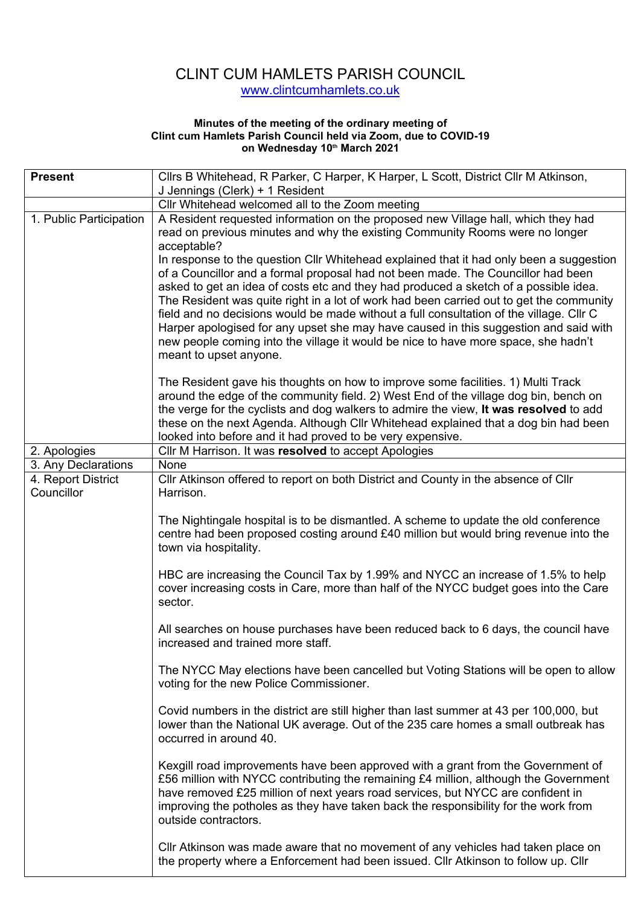# CLINT CUM HAMLETS PARISH COUNCIL

www.clintcumhamlets.co.uk

**Minutes of the meeting of the ordinary meeting of Clint cum Hamlets Parish Council held via Zoom, due to COVID-19 on Wednesday 10th March 2021**

| **Present** | Cllrs B Whitehead, R Parker, C Harper, K Harper, L Scott, District Cllr M Atkinson, J Jennings (Clerk) + 1 Resident |
|---|---|
| | Cllr Whitehead welcomed all to the Zoom meeting |
| 1. Public Participation | A Resident requested information on the proposed new Village hall, which they had read on previous minutes and why the existing Community Rooms were no longer acceptable?<br>In response to the question Cllr Whitehead explained that it had only been a suggestion of a Councillor and a formal proposal had not been made. The Councillor had been asked to get an idea of costs etc and they had produced a sketch of a possible idea. The Resident was quite right in a lot of work had been carried out to get the community field and no decisions would be made without a full consultation of the village. Cllr C Harper apologised for any upset she may have caused in this suggestion and said with new people coming into the village it would be nice to have more space, she hadn't meant to upset anyone.<br><br>The Resident gave his thoughts on how to improve some facilities. 1) Multi Track around the edge of the community field. 2) West End of the village dog bin, bench on the verge for the cyclists and dog walkers to admire the view, **It was resolved** to add these on the next Agenda. Although Cllr Whitehead explained that a dog bin had been looked into before and it had proved to be very expensive. |
| 2. Apologies | Cllr M Harrison. It was **resolved** to accept Apologies |
| 3. Any Declarations | None |
| 4. Report District Councillor | Cllr Atkinson offered to report on both District and County in the absence of Cllr Harrison.<br><br>The Nightingale hospital is to be dismantled. A scheme to update the old conference centre had been proposed costing around £40 million but would bring revenue into the town via hospitality.<br><br>HBC are increasing the Council Tax by 1.99% and NYCC an increase of 1.5% to help cover increasing costs in Care, more than half of the NYCC budget goes into the Care sector.<br><br>All searches on house purchases have been reduced back to 6 days, the council have increased and trained more staff.<br><br>The NYCC May elections have been cancelled but Voting Stations will be open to allow voting for the new Police Commissioner.<br><br>Covid numbers in the district are still higher than last summer at 43 per 100,000, but lower than the National UK average. Out of the 235 care homes a small outbreak has occurred in around 40.<br><br>Kexgill road improvements have been approved with a grant from the Government of £56 million with NYCC contributing the remaining £4 million, although the Government have removed £25 million of next years road services, but NYCC are confident in improving the potholes as they have taken back the responsibility for the work from outside contractors.<br><br>Cllr Atkinson was made aware that no movement of any vehicles had taken place on the property where a Enforcement had been issued. Cllr Atkinson to follow up. Cllr |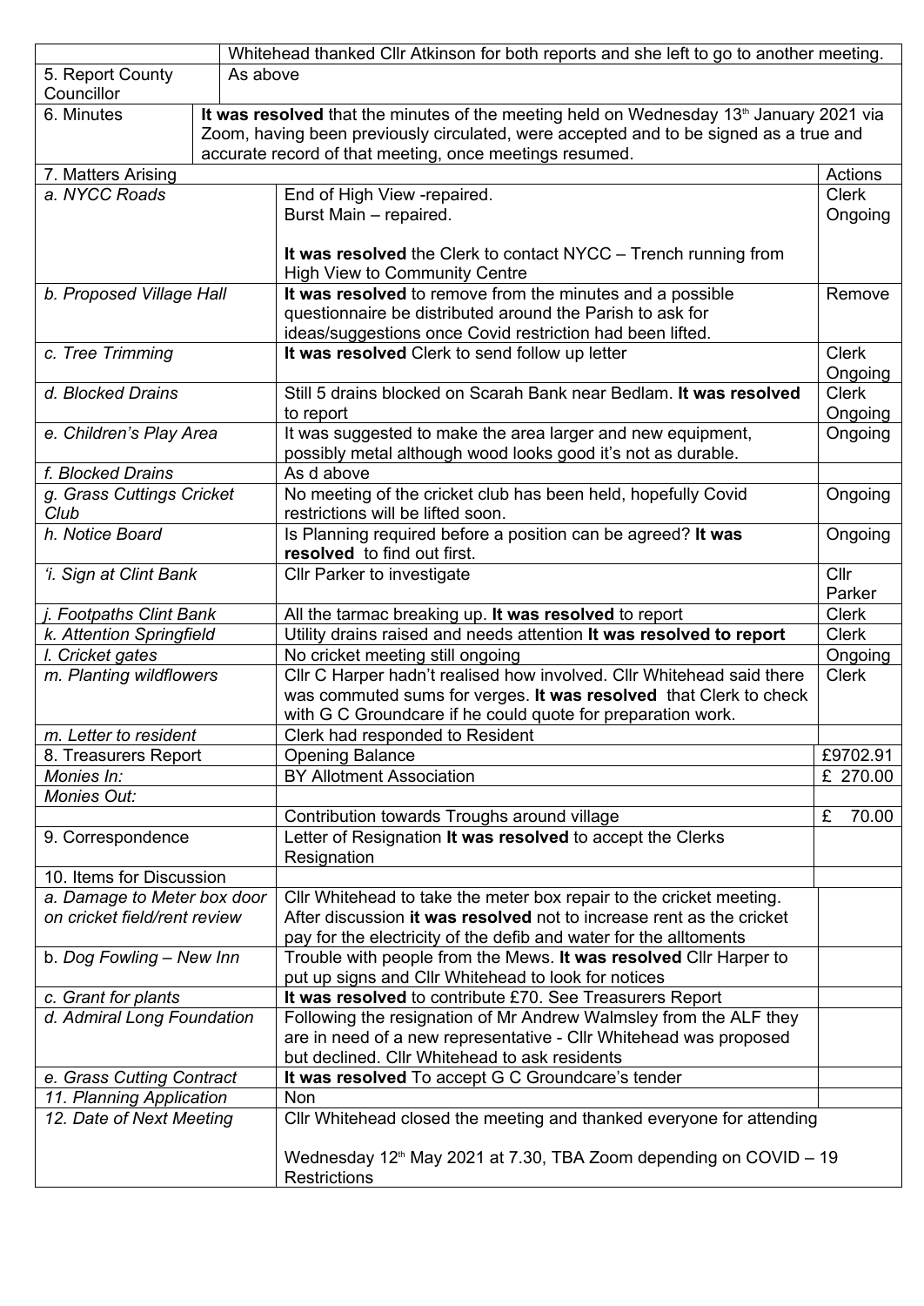| | | |
|---|---|---|
| | Whitehead thanked Cllr Atkinson for both reports and she left to go to another meeting. | |
| 5. Report County Councillor | As above | |
| 6. Minutes | **It was resolved** that the minutes of the meeting held on Wednesday 13[th] January 2021 via Zoom, having been previously circulated, were accepted and to be signed as a true and accurate record of that meeting, once meetings resumed. | |
| 7. Matters Arising | | Actions |
| *a. NYCC Roads* | End of High View -repaired.<br>Burst Main – repaired.<br><br>**It was resolved** the Clerk to contact NYCC – Trench running from High View to Community Centre | Clerk Ongoing |
| *b. Proposed Village Hall* | **It was resolved** to remove from the minutes and a possible questionnaire be distributed around the Parish to ask for ideas/suggestions once Covid restriction had been lifted. | Remove |
| *c. Tree Trimming* | **It was resolved** Clerk to send follow up letter | Clerk Ongoing |
| *d. Blocked Drains* | Still 5 drains blocked on Scarah Bank near Bedlam. **It was resolved** to report | Clerk Ongoing |
| *e. Children's Play Area* | It was suggested to make the area larger and new equipment, possibly metal although wood looks good it's not as durable. | Ongoing |
| *f. Blocked Drains* | As d above | |
| *g. Grass Cuttings Cricket Club* | No meeting of the cricket club has been held, hopefully Covid restrictions will be lifted soon. | Ongoing |
| *h. Notice Board* | Is Planning required before a position can be agreed? **It was resolved** to find out first. | Ongoing |
| *'i. Sign at Clint Bank* | Cllr Parker to investigate | Cllr Parker |
| *j. Footpaths Clint Bank* | All the tarmac breaking up. **It was resolved** to report | Clerk |
| *k. Attention Springfield* | Utility drains raised and needs attention **It was resolved to report** | Clerk |
| *l. Cricket gates* | No cricket meeting still ongoing | Ongoing |
| *m. Planting wildflowers* | Cllr C Harper hadn't realised how involved. Cllr Whitehead said there was commuted sums for verges. **It was resolved** that Clerk to check with G C Groundcare if he could quote for preparation work. | Clerk |
| *m. Letter to resident* | Clerk had responded to Resident | |
| 8. Treasurers Report | Opening Balance | £9702.91 |
| *Monies In:* | BY Allotment Association | £ 270.00 |
| *Monies Out:* | | |
| | Contribution towards Troughs around village | £ 70.00 |
| 9. Correspondence | Letter of Resignation **It was resolved** to accept the Clerks Resignation | |
| 10. Items for Discussion | | |
| *a. Damage to Meter box door on cricket field/rent review* | Cllr Whitehead to take the meter box repair to the cricket meeting. After discussion **it was resolved** not to increase rent as the cricket pay for the electricity of the defib and water for the alltoments | |
| b. *Dog Fowling – New Inn* | Trouble with people from the Mews. **It was resolved** Cllr Harper to put up signs and Cllr Whitehead to look for notices | |
| *c. Grant for plants* | **It was resolved** to contribute £70. See Treasurers Report | |
| *d. Admiral Long Foundation* | Following the resignation of Mr Andrew Walmsley from the ALF they are in need of a new representative - Cllr Whitehead was proposed but declined. Cllr Whitehead to ask residents | |
| *e. Grass Cutting Contract* | **It was resolved** To accept G C Groundcare's tender | |
| *11. Planning Application* | Non | |
| *12. Date of Next Meeting* | Cllr Whitehead closed the meeting and thanked everyone for attending<br><br>Wednesday 12[th] May 2021 at 7.30, TBA Zoom depending on COVID – 19 Restrictions | |